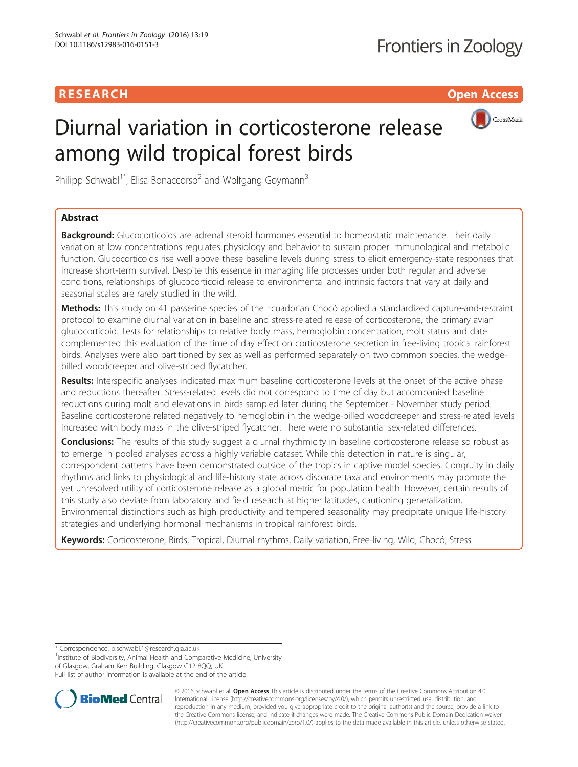RESEARCH

Open Access

# Diurnal variation in corticosterone release among wild tropical forest birds

Philipp Schwabl[1*], Elisa Bonaccorso[2] and Wolfgang Goymann[3]

## Abstract

**Background:** Glucocorticoids are adrenal steroid hormones essential to homeostatic maintenance. Their daily variation at low concentrations regulates physiology and behavior to sustain proper immunological and metabolic function. Glucocorticoids rise well above these baseline levels during stress to elicit emergency-state responses that increase short-term survival. Despite this essence in managing life processes under both regular and adverse conditions, relationships of glucocorticoid release to environmental and intrinsic factors that vary at daily and seasonal scales are rarely studied in the wild.

**Methods:** This study on 41 passerine species of the Ecuadorian Chocó applied a standardized capture-and-restraint protocol to examine diurnal variation in baseline and stress-related release of corticosterone, the primary avian glucocorticoid. Tests for relationships to relative body mass, hemoglobin concentration, molt status and date complemented this evaluation of the time of day effect on corticosterone secretion in free-living tropical rainforest birds. Analyses were also partitioned by sex as well as performed separately on two common species, the wedge-billed woodcreeper and olive-striped flycatcher.

**Results:** Interspecific analyses indicated maximum baseline corticosterone levels at the onset of the active phase and reductions thereafter. Stress-related levels did not correspond to time of day but accompanied baseline reductions during molt and elevations in birds sampled later during the September - November study period. Baseline corticosterone related negatively to hemoglobin in the wedge-billed woodcreeper and stress-related levels increased with body mass in the olive-striped flycatcher. There were no substantial sex-related differences.

**Conclusions:** The results of this study suggest a diurnal rhythmicity in baseline corticosterone release so robust as to emerge in pooled analyses across a highly variable dataset. While this detection in nature is singular, correspondent patterns have been demonstrated outside of the tropics in captive model species. Congruity in daily rhythms and links to physiological and life-history state across disparate taxa and environments may promote the yet unresolved utility of corticosterone release as a global metric for population health. However, certain results of this study also deviate from laboratory and field research at higher latitudes, cautioning generalization. Environmental distinctions such as high productivity and tempered seasonality may precipitate unique life-history strategies and underlying hormonal mechanisms in tropical rainforest birds.

**Keywords:** Corticosterone, Birds, Tropical, Diurnal rhythms, Daily variation, Free-living, Wild, Chocó, Stress

---

\* Correspondence: p.schwabl.1@research.gla.ac.uk

[1]Institute of Biodiversity, Animal Health and Comparative Medicine, University of Glasgow, Graham Kerr Building, Glasgow G12 8QQ, UK

Full list of author information is available at the end of the article

© 2016 Schwabl et al. **Open Access** This article is distributed under the terms of the Creative Commons Attribution 4.0 International License (http://creativecommons.org/licenses/by/4.0/), which permits unrestricted use, distribution, and reproduction in any medium, provided you give appropriate credit to the original author(s) and the source, provide a link to the Creative Commons license, and indicate if changes were made. The Creative Commons Public Domain Dedication waiver (http://creativecommons.org/publicdomain/zero/1.0/) applies to the data made available in this article, unless otherwise stated.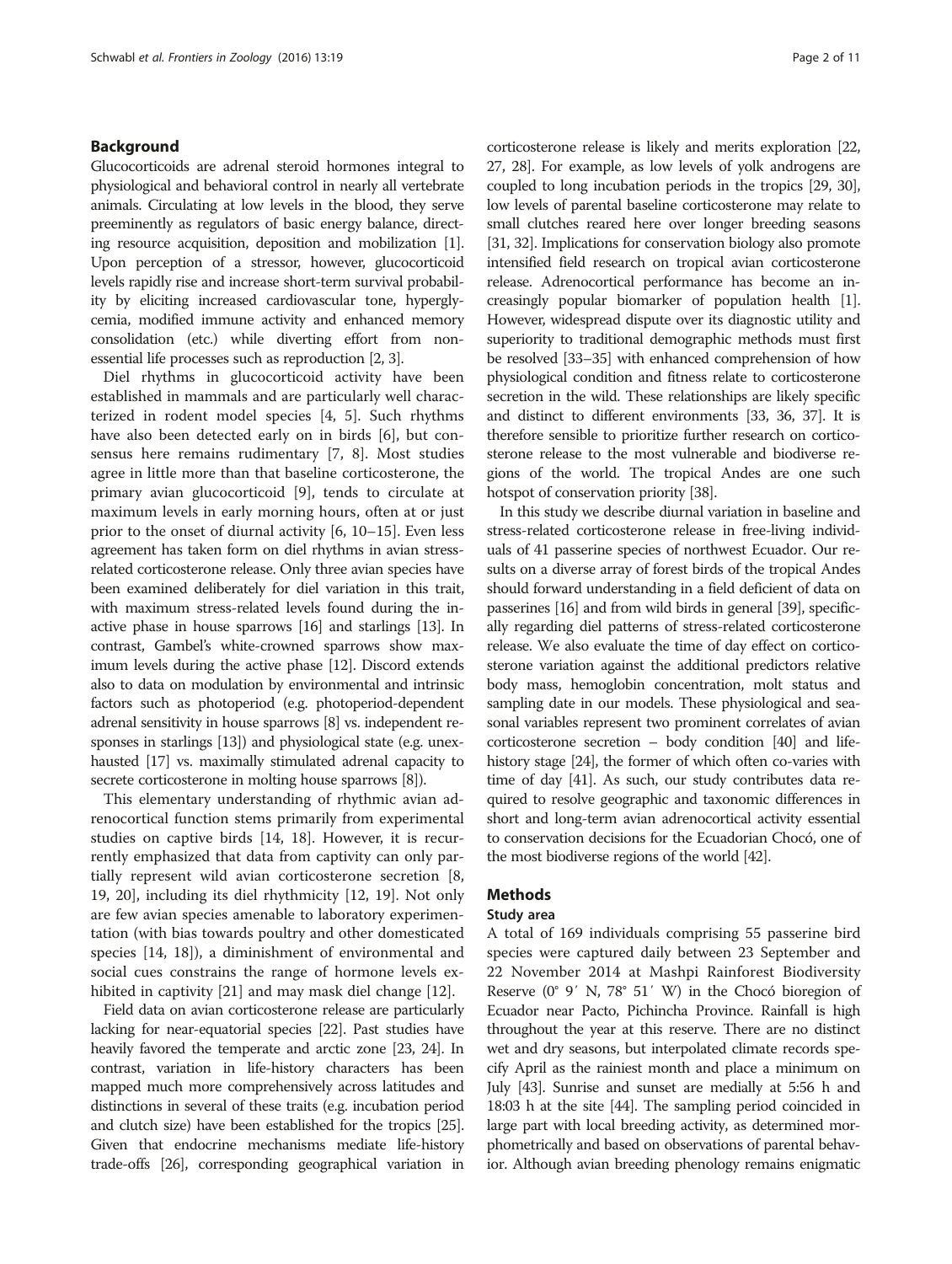## Background

Glucocorticoids are adrenal steroid hormones integral to physiological and behavioral control in nearly all vertebrate animals. Circulating at low levels in the blood, they serve preeminently as regulators of basic energy balance, directing resource acquisition, deposition and mobilization [1]. Upon perception of a stressor, however, glucocorticoid levels rapidly rise and increase short-term survival probability by eliciting increased cardiovascular tone, hyperglycemia, modified immune activity and enhanced memory consolidation (etc.) while diverting effort from nonessential life processes such as reproduction [2, 3].

Diel rhythms in glucocorticoid activity have been established in mammals and are particularly well characterized in rodent model species [4, 5]. Such rhythms have also been detected early on in birds [6], but consensus here remains rudimentary [7, 8]. Most studies agree in little more than that baseline corticosterone, the primary avian glucocorticoid [9], tends to circulate at maximum levels in early morning hours, often at or just prior to the onset of diurnal activity [6, 10–15]. Even less agreement has taken form on diel rhythms in avian stress-related corticosterone release. Only three avian species have been examined deliberately for diel variation in this trait, with maximum stress-related levels found during the inactive phase in house sparrows [16] and starlings [13]. In contrast, Gambel's white-crowned sparrows show maximum levels during the active phase [12]. Discord extends also to data on modulation by environmental and intrinsic factors such as photoperiod (e.g. photoperiod-dependent adrenal sensitivity in house sparrows [8] vs. independent responses in starlings [13]) and physiological state (e.g. unexhausted [17] vs. maximally stimulated adrenal capacity to secrete corticosterone in molting house sparrows [8]).

This elementary understanding of rhythmic avian adrenocortical function stems primarily from experimental studies on captive birds [14, 18]. However, it is recurrently emphasized that data from captivity can only partially represent wild avian corticosterone secretion [8, 19, 20], including its diel rhythmicity [12, 19]. Not only are few avian species amenable to laboratory experimentation (with bias towards poultry and other domesticated species [14, 18]), a diminishment of environmental and social cues constrains the range of hormone levels exhibited in captivity [21] and may mask diel change [12].

Field data on avian corticosterone release are particularly lacking for near-equatorial species [22]. Past studies have heavily favored the temperate and arctic zone [23, 24]. In contrast, variation in life-history characters has been mapped much more comprehensively across latitudes and distinctions in several of these traits (e.g. incubation period and clutch size) have been established for the tropics [25]. Given that endocrine mechanisms mediate life-history trade-offs [26], corresponding geographical variation in corticosterone release is likely and merits exploration [22, 27, 28]. For example, as low levels of yolk androgens are coupled to long incubation periods in the tropics [29, 30], low levels of parental baseline corticosterone may relate to small clutches reared here over longer breeding seasons [31, 32]. Implications for conservation biology also promote intensified field research on tropical avian corticosterone release. Adrenocortical performance has become an increasingly popular biomarker of population health [1]. However, widespread dispute over its diagnostic utility and superiority to traditional demographic methods must first be resolved [33–35] with enhanced comprehension of how physiological condition and fitness relate to corticosterone secretion in the wild. These relationships are likely specific and distinct to different environments [33, 36, 37]. It is therefore sensible to prioritize further research on corticosterone release to the most vulnerable and biodiverse regions of the world. The tropical Andes are one such hotspot of conservation priority [38].

In this study we describe diurnal variation in baseline and stress-related corticosterone release in free-living individuals of 41 passerine species of northwest Ecuador. Our results on a diverse array of forest birds of the tropical Andes should forward understanding in a field deficient of data on passerines [16] and from wild birds in general [39], specifically regarding diel patterns of stress-related corticosterone release. We also evaluate the time of day effect on corticosterone variation against the additional predictors relative body mass, hemoglobin concentration, molt status and sampling date in our models. These physiological and seasonal variables represent two prominent correlates of avian corticosterone secretion – body condition [40] and life-history stage [24], the former of which often co-varies with time of day [41]. As such, our study contributes data required to resolve geographic and taxonomic differences in short and long-term avian adrenocortical activity essential to conservation decisions for the Ecuadorian Chocó, one of the most biodiverse regions of the world [42].

## Methods

### Study area

A total of 169 individuals comprising 55 passerine bird species were captured daily between 23 September and 22 November 2014 at Mashpi Rainforest Biodiversity Reserve (0° 9′ N, 78° 51′ W) in the Chocó bioregion of Ecuador near Pacto, Pichincha Province. Rainfall is high throughout the year at this reserve. There are no distinct wet and dry seasons, but interpolated climate records specify April as the rainiest month and place a minimum on July [43]. Sunrise and sunset are medially at 5:56 h and 18:03 h at the site [44]. The sampling period coincided in large part with local breeding activity, as determined morphometrically and based on observations of parental behavior. Although avian breeding phenology remains enigmatic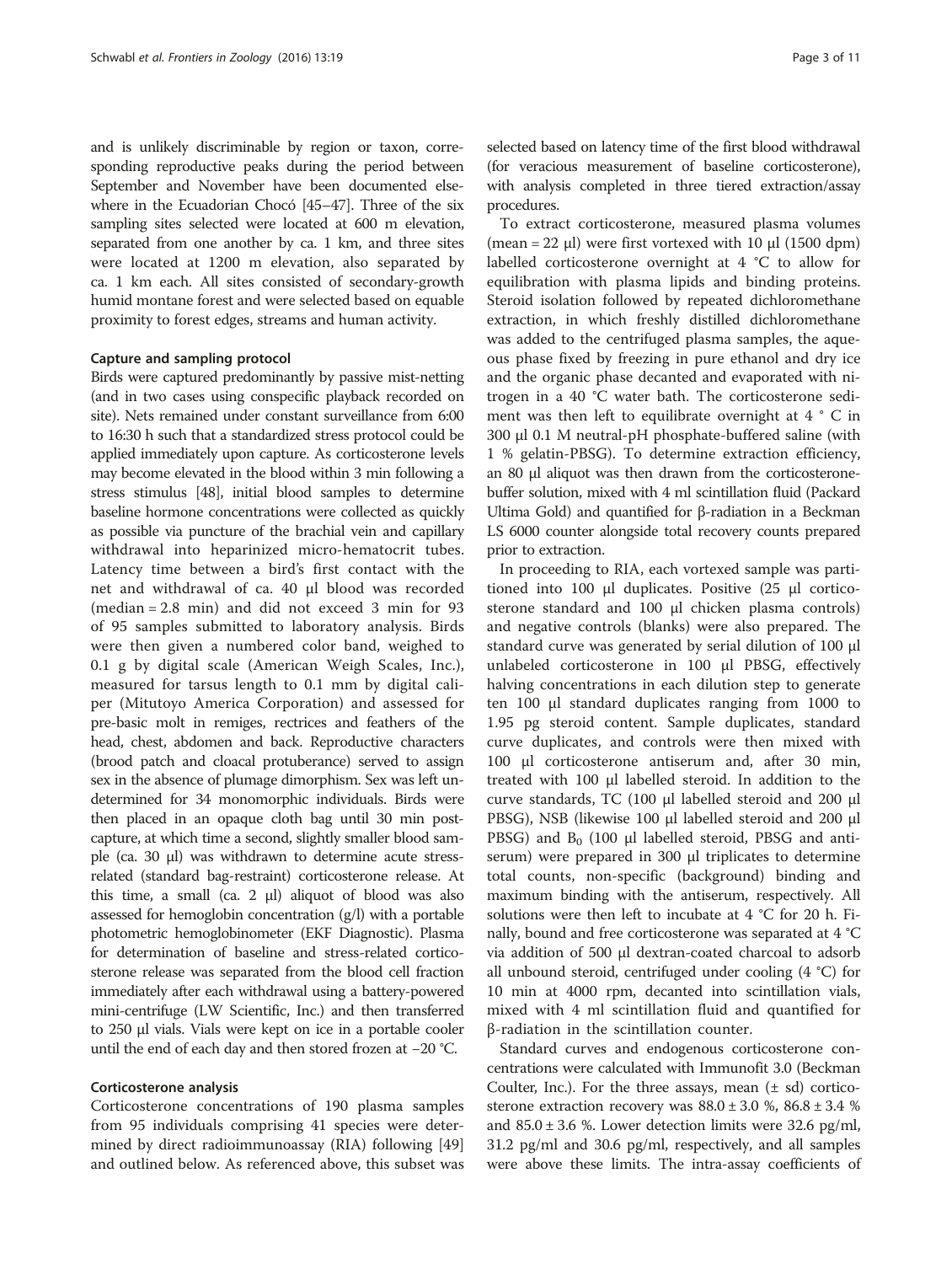and is unlikely discriminable by region or taxon, corresponding reproductive peaks during the period between September and November have been documented elsewhere in the Ecuadorian Chocó [45–47]. Three of the six sampling sites selected were located at 600 m elevation, separated from one another by ca. 1 km, and three sites were located at 1200 m elevation, also separated by ca. 1 km each. All sites consisted of secondary-growth humid montane forest and were selected based on equable proximity to forest edges, streams and human activity.

### Capture and sampling protocol

Birds were captured predominantly by passive mist-netting (and in two cases using conspecific playback recorded on site). Nets remained under constant surveillance from 6:00 to 16:30 h such that a standardized stress protocol could be applied immediately upon capture. As corticosterone levels may become elevated in the blood within 3 min following a stress stimulus [48], initial blood samples to determine baseline hormone concentrations were collected as quickly as possible via puncture of the brachial vein and capillary withdrawal into heparinized micro-hematocrit tubes. Latency time between a bird's first contact with the net and withdrawal of ca. 40 μl blood was recorded (median = 2.8 min) and did not exceed 3 min for 93 of 95 samples submitted to laboratory analysis. Birds were then given a numbered color band, weighed to 0.1 g by digital scale (American Weigh Scales, Inc.), measured for tarsus length to 0.1 mm by digital caliper (Mitutoyo America Corporation) and assessed for pre-basic molt in remiges, rectrices and feathers of the head, chest, abdomen and back. Reproductive characters (brood patch and cloacal protuberance) served to assign sex in the absence of plumage dimorphism. Sex was left undetermined for 34 monomorphic individuals. Birds were then placed in an opaque cloth bag until 30 min post-capture, at which time a second, slightly smaller blood sample (ca. 30 μl) was withdrawn to determine acute stress-related (standard bag-restraint) corticosterone release. At this time, a small (ca. 2 μl) aliquot of blood was also assessed for hemoglobin concentration (g/l) with a portable photometric hemoglobinometer (EKF Diagnostic). Plasma for determination of baseline and stress-related corticosterone release was separated from the blood cell fraction immediately after each withdrawal using a battery-powered mini-centrifuge (LW Scientific, Inc.) and then transferred to 250 μl vials. Vials were kept on ice in a portable cooler until the end of each day and then stored frozen at −20 °C.

### Corticosterone analysis

Corticosterone concentrations of 190 plasma samples from 95 individuals comprising 41 species were determined by direct radioimmunoassay (RIA) following [49] and outlined below. As referenced above, this subset was selected based on latency time of the first blood withdrawal (for veracious measurement of baseline corticosterone), with analysis completed in three tiered extraction/assay procedures.

To extract corticosterone, measured plasma volumes (mean = 22 μl) were first vortexed with 10 μl (1500 dpm) labelled corticosterone overnight at 4 °C to allow for equilibration with plasma lipids and binding proteins. Steroid isolation followed by repeated dichloromethane extraction, in which freshly distilled dichloromethane was added to the centrifuged plasma samples, the aqueous phase fixed by freezing in pure ethanol and dry ice and the organic phase decanted and evaporated with nitrogen in a 40 °C water bath. The corticosterone sediment was then left to equilibrate overnight at 4 ° C in 300 μl 0.1 M neutral-pH phosphate-buffered saline (with 1 % gelatin-PBSG). To determine extraction efficiency, an 80 μl aliquot was then drawn from the corticosterone-buffer solution, mixed with 4 ml scintillation fluid (Packard Ultima Gold) and quantified for β-radiation in a Beckman LS 6000 counter alongside total recovery counts prepared prior to extraction.

In proceeding to RIA, each vortexed sample was partitioned into 100 μl duplicates. Positive (25 μl corticosterone standard and 100 μl chicken plasma controls) and negative controls (blanks) were also prepared. The standard curve was generated by serial dilution of 100 μl unlabeled corticosterone in 100 μl PBSG, effectively halving concentrations in each dilution step to generate ten 100 μl standard duplicates ranging from 1000 to 1.95 pg steroid content. Sample duplicates, standard curve duplicates, and controls were then mixed with 100 μl corticosterone antiserum and, after 30 min, treated with 100 μl labelled steroid. In addition to the curve standards, TC (100 μl labelled steroid and 200 μl PBSG), NSB (likewise 100 μl labelled steroid and 200 μl PBSG) and $B_0$ (100 μl labelled steroid, PBSG and antiserum) were prepared in 300 μl triplicates to determine total counts, non-specific (background) binding and maximum binding with the antiserum, respectively. All solutions were then left to incubate at 4 °C for 20 h. Finally, bound and free corticosterone was separated at 4 °C via addition of 500 μl dextran-coated charcoal to adsorb all unbound steroid, centrifuged under cooling (4 °C) for 10 min at 4000 rpm, decanted into scintillation vials, mixed with 4 ml scintillation fluid and quantified for β-radiation in the scintillation counter.

Standard curves and endogenous corticosterone concentrations were calculated with Immunofit 3.0 (Beckman Coulter, Inc.). For the three assays, mean (± sd) corticosterone extraction recovery was 88.0 ± 3.0 %, 86.8 ± 3.4 % and 85.0 ± 3.6 %. Lower detection limits were 32.6 pg/ml, 31.2 pg/ml and 30.6 pg/ml, respectively, and all samples were above these limits. The intra-assay coefficients of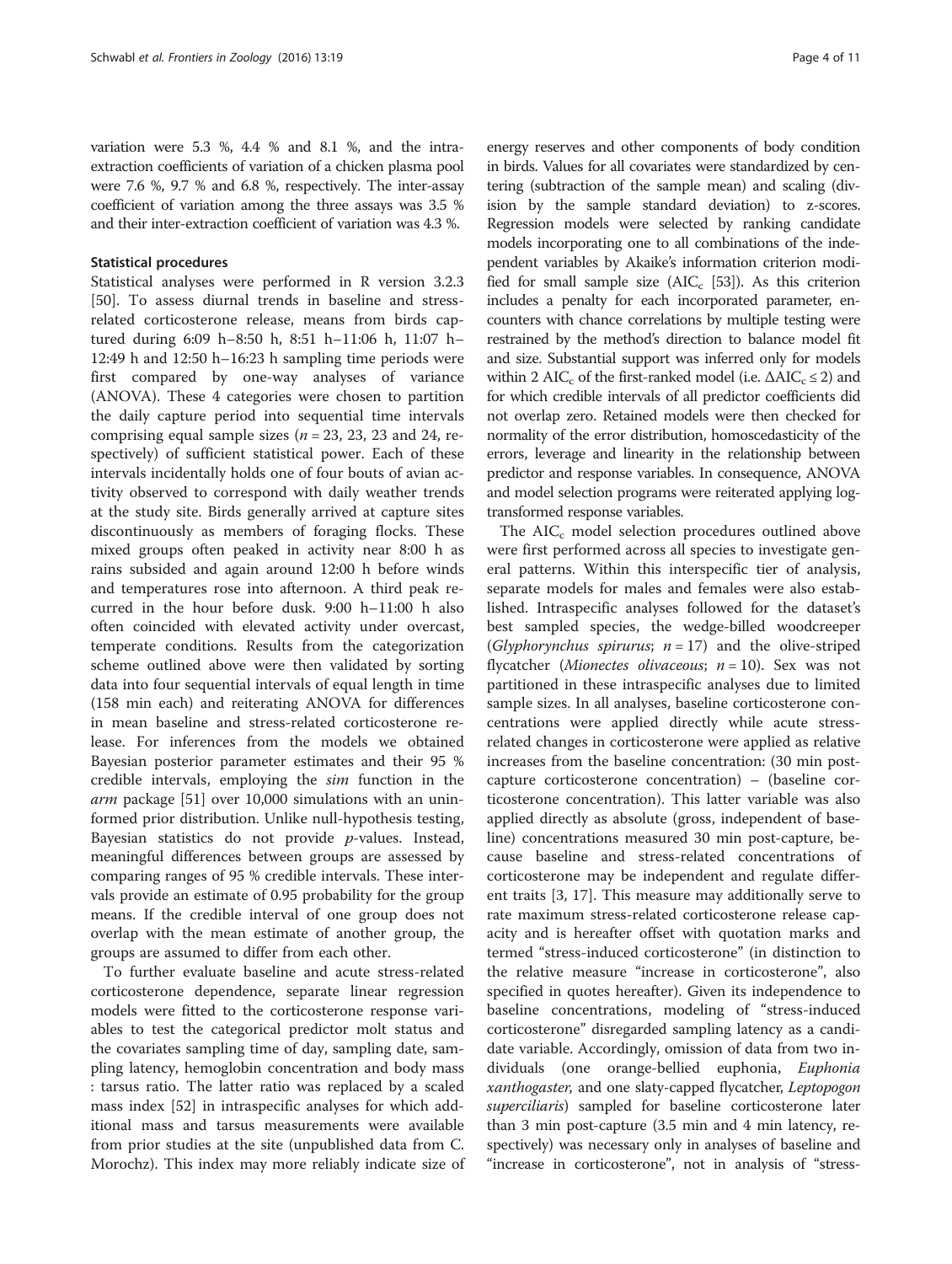variation were 5.3 %, 4.4 % and 8.1 %, and the intra-extraction coefficients of variation of a chicken plasma pool were 7.6 %, 9.7 % and 6.8 %, respectively. The inter-assay coefficient of variation among the three assays was 3.5 % and their inter-extraction coefficient of variation was 4.3 %.

#### Statistical procedures

Statistical analyses were performed in R version 3.2.3 [50]. To assess diurnal trends in baseline and stress-related corticosterone release, means from birds captured during 6:09 h–8:50 h, 8:51 h–11:06 h, 11:07 h–12:49 h and 12:50 h–16:23 h sampling time periods were first compared by one-way analyses of variance (ANOVA). These 4 categories were chosen to partition the daily capture period into sequential time intervals comprising equal sample sizes ($n = 23$, 23, 23 and 24, respectively) of sufficient statistical power. Each of these intervals incidentally holds one of four bouts of avian activity observed to correspond with daily weather trends at the study site. Birds generally arrived at capture sites discontinuously as members of foraging flocks. These mixed groups often peaked in activity near 8:00 h as rains subsided and again around 12:00 h before winds and temperatures rose into afternoon. A third peak recurred in the hour before dusk. 9:00 h–11:00 h also often coincided with elevated activity under overcast, temperate conditions. Results from the categorization scheme outlined above were then validated by sorting data into four sequential intervals of equal length in time (158 min each) and reiterating ANOVA for differences in mean baseline and stress-related corticosterone release. For inferences from the models we obtained Bayesian posterior parameter estimates and their 95 % credible intervals, employing the *sim* function in the *arm* package [51] over 10,000 simulations with an uninformed prior distribution. Unlike null-hypothesis testing, Bayesian statistics do not provide *p*-values. Instead, meaningful differences between groups are assessed by comparing ranges of 95 % credible intervals. These intervals provide an estimate of 0.95 probability for the group means. If the credible interval of one group does not overlap with the mean estimate of another group, the groups are assumed to differ from each other.

To further evaluate baseline and acute stress-related corticosterone dependence, separate linear regression models were fitted to the corticosterone response variables to test the categorical predictor molt status and the covariates sampling time of day, sampling date, sampling latency, hemoglobin concentration and body mass : tarsus ratio. The latter ratio was replaced by a scaled mass index [52] in intraspecific analyses for which additional mass and tarsus measurements were available from prior studies at the site (unpublished data from C. Morochz). This index may more reliably indicate size of energy reserves and other components of body condition in birds. Values for all covariates were standardized by centering (subtraction of the sample mean) and scaling (division by the sample standard deviation) to z-scores. Regression models were selected by ranking candidate models incorporating one to all combinations of the independent variables by Akaike's information criterion modified for small sample size ($AIC_c$ [53]). As this criterion includes a penalty for each incorporated parameter, encounters with chance correlations by multiple testing were restrained by the method's direction to balance model fit and size. Substantial support was inferred only for models within 2 $AIC_c$ of the first-ranked model (i.e. $\Delta AIC_c \leq 2$) and for which credible intervals of all predictor coefficients did not overlap zero. Retained models were then checked for normality of the error distribution, homoscedasticity of the errors, leverage and linearity in the relationship between predictor and response variables. In consequence, ANOVA and model selection programs were reiterated applying log-transformed response variables.

The $AIC_c$ model selection procedures outlined above were first performed across all species to investigate general patterns. Within this interspecific tier of analysis, separate models for males and females were also established. Intraspecific analyses followed for the dataset's best sampled species, the wedge-billed woodcreeper (*Glyphorynchus spirurus*; $n = 17$) and the olive-striped flycatcher (*Mionectes olivaceous*; $n = 10$). Sex was not partitioned in these intraspecific analyses due to limited sample sizes. In all analyses, baseline corticosterone concentrations were applied directly while acute stress-related changes in corticosterone were applied as relative increases from the baseline concentration: (30 min post-capture corticosterone concentration) – (baseline corticosterone concentration). This latter variable was also applied directly as absolute (gross, independent of baseline) concentrations measured 30 min post-capture, because baseline and stress-related concentrations of corticosterone may be independent and regulate different traits [3, 17]. This measure may additionally serve to rate maximum stress-related corticosterone release capacity and is hereafter offset with quotation marks and termed "stress-induced corticosterone" (in distinction to the relative measure "increase in corticosterone", also specified in quotes hereafter). Given its independence to baseline concentrations, modeling of "stress-induced corticosterone" disregarded sampling latency as a candidate variable. Accordingly, omission of data from two individuals (one orange-bellied euphonia, *Euphonia xanthogaster*, and one slaty-capped flycatcher, *Leptopogon superciliaris*) sampled for baseline corticosterone later than 3 min post-capture (3.5 min and 4 min latency, respectively) was necessary only in analyses of baseline and "increase in corticosterone", not in analysis of "stress-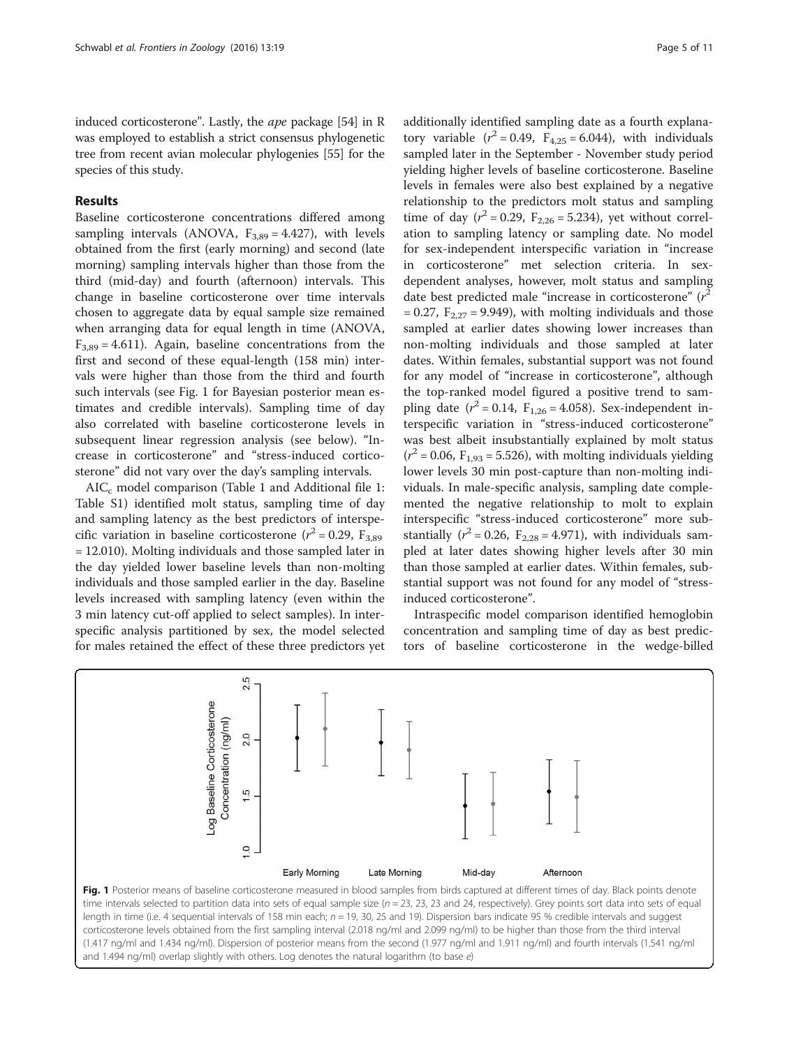induced corticosterone". Lastly, the *ape* package [54] in R was employed to establish a strict consensus phylogenetic tree from recent avian molecular phylogenies [55] for the species of this study.

## Results

Baseline corticosterone concentrations differed among sampling intervals (ANOVA, $F_{3,89} = 4.427$), with levels obtained from the first (early morning) and second (late morning) sampling intervals higher than those from the third (mid-day) and fourth (afternoon) intervals. This change in baseline corticosterone over time intervals chosen to aggregate data by equal sample size remained when arranging data for equal length in time (ANOVA, $F_{3,89} = 4.611$). Again, baseline concentrations from the first and second of these equal-length (158 min) intervals were higher than those from the third and fourth such intervals (see Fig. 1 for Bayesian posterior mean estimates and credible intervals). Sampling time of day also correlated with baseline corticosterone levels in subsequent linear regression analysis (see below). "Increase in corticosterone" and "stress-induced corticosterone" did not vary over the day's sampling intervals.

$AIC_c$ model comparison (Table 1 and Additional file 1: Table S1) identified molt status, sampling time of day and sampling latency as the best predictors of interspecific variation in baseline corticosterone ($r^2 = 0.29$, $F_{3,89} = 12.010$). Molting individuals and those sampled later in the day yielded lower baseline levels than non-molting individuals and those sampled earlier in the day. Baseline levels increased with sampling latency (even within the 3 min latency cut-off applied to select samples). In interspecific analysis partitioned by sex, the model selected for males retained the effect of these three predictors yet additionally identified sampling date as a fourth explanatory variable ($r^2 = 0.49$, $F_{4,25} = 6.044$), with individuals sampled later in the September - November study period yielding higher levels of baseline corticosterone. Baseline levels in females were also best explained by a negative relationship to the predictors molt status and sampling time of day ($r^2 = 0.29$, $F_{2,26} = 5.234$), yet without correlation to sampling latency or sampling date. No model for sex-independent interspecific variation in "increase in corticosterone" met selection criteria. In sex-dependent analyses, however, molt status and sampling date best predicted male "increase in corticosterone" ($r^2 = 0.27$, $F_{2,27} = 9.949$), with molting individuals and those sampled at earlier dates showing lower increases than non-molting individuals and those sampled at later dates. Within females, substantial support was not found for any model of "increase in corticosterone", although the top-ranked model figured a positive trend to sampling date ($r^2 = 0.14$, $F_{1,26} = 4.058$). Sex-independent interspecific variation in "stress-induced corticosterone" was best albeit insubstantially explained by molt status ($r^2 = 0.06$, $F_{1,93} = 5.526$), with molting individuals yielding lower levels 30 min post-capture than non-molting individuals. In male-specific analysis, sampling date complemented the negative relationship to molt to explain interspecific "stress-induced corticosterone" more substantially ($r^2 = 0.26$, $F_{2,28} = 4.971$), with individuals sampled at later dates showing higher levels after 30 min than those sampled at earlier dates. Within females, substantial support was not found for any model of "stress-induced corticosterone".

Intraspecific model comparison identified hemoglobin concentration and sampling time of day as best predictors of baseline corticosterone in the wedge-billed

**Fig. 1** Posterior means of baseline corticosterone measured in blood samples from birds captured at different times of day. Black points denote time intervals selected to partition data into sets of equal sample size ($n = 23$, 23, 23 and 24, respectively). Grey points sort data into sets of equal length in time (i.e. 4 sequential intervals of 158 min each; $n = 19$, 30, 25 and 19). Dispersion bars indicate 95 % credible intervals and suggest corticosterone levels obtained from the first sampling interval (2.018 ng/ml and 2.099 ng/ml) to be higher than those from the third interval (1.417 ng/ml and 1.434 ng/ml). Dispersion of posterior means from the second (1.977 ng/ml and 1.911 ng/ml) and fourth intervals (1.541 ng/ml and 1.494 ng/ml) overlap slightly with others. Log denotes the natural logarithm (to base *e*)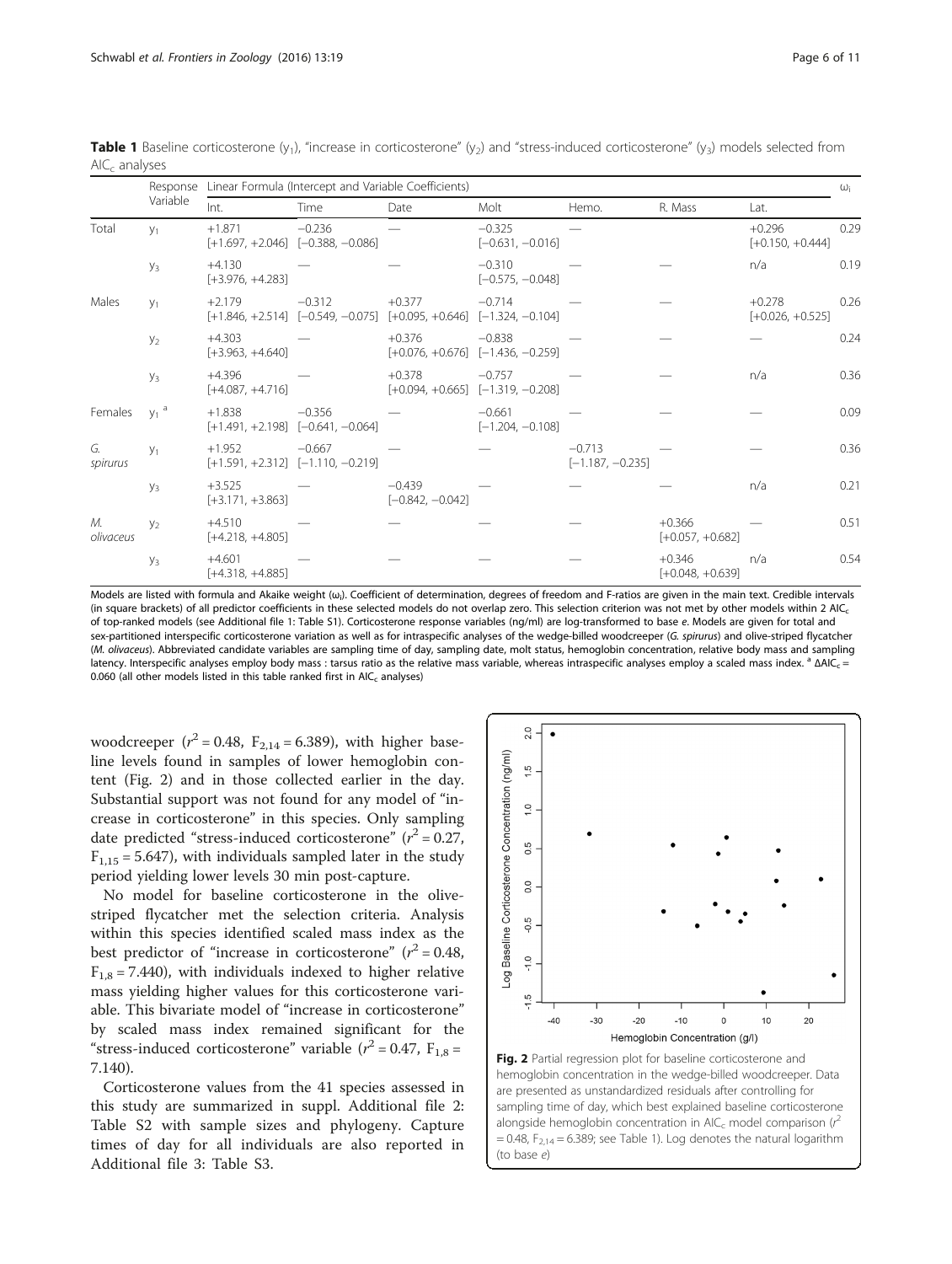**Table 1** Baseline corticosterone ($y_1$), "increase in corticosterone" ($y_2$) and "stress-induced corticosterone" ($y_3$) models selected from $AIC_c$ analyses

| | Response Variable | Linear Formula (Intercept and Variable Coefficients) | | | | | | | $\omega_i$ |
|---|---|---|---|---|---|---|---|---|---|
| | | Int. | Time | Date | Molt | Hemo. | R. Mass | Lat. | |
| Total | $y_1$ | +1.871 [+1.697, +2.046] | −0.236 [−0.388, −0.086] | — | −0.325 [−0.631, −0.016] | — | | +0.296 [+0.150, +0.444] | 0.29 |
| | $y_3$ | +4.130 [+3.976, +4.283] | — | — | −0.310 [−0.575, −0.048] | — | — | n/a | 0.19 |
| Males | $y_1$ | +2.179 [+1.846, +2.514] | −0.312 [−0.549, −0.075] | +0.377 [+0.095, +0.646] | −0.714 [−1.324, −0.104] | — | — | +0.278 [+0.026, +0.525] | 0.26 |
| | $y_2$ | +4.303 [+3.963, +4.640] | — | +0.376 [+0.076, +0.676] | −0.838 [−1.436, −0.259] | — | — | — | 0.24 |
| | $y_3$ | +4.396 [+4.087, +4.716] | — | +0.378 [+0.094, +0.665] | −0.757 [−1.319, −0.208] | — | — | n/a | 0.36 |
| Females | $y_1$ [a] | +1.838 [+1.491, +2.198] | −0.356 [−0.641, −0.064] | — | −0.661 [−1.204, −0.108] | — | — | — | 0.09 |
| *G. spirurus* | $y_1$ | +1.952 [+1.591, +2.312] | −0.667 [−1.110, −0.219] | — | — | −0.713 [−1.187, −0.235] | — | — | 0.36 |
| | $y_3$ | +3.525 [+3.171, +3.863] | — | −0.439 [−0.842, −0.042] | — | — | — | n/a | 0.21 |
| *M. olivaceus* | $y_2$ | +4.510 [+4.218, +4.805] | — | — | — | — | +0.366 [+0.057, +0.682] | — | 0.51 |
| | $y_3$ | +4.601 [+4.318, +4.885] | — | — | — | — | +0.346 [+0.048, +0.639] | n/a | 0.54 |

Models are listed with formula and Akaike weight ($\omega_i$). Coefficient of determination, degrees of freedom and F-ratios are given in the main text. Credible intervals (in square brackets) of all predictor coefficients in these selected models do not overlap zero. This selection criterion was not met by other models within 2 $AIC_c$ of top-ranked models (see Additional file 1: Table S1). Corticosterone response variables (ng/ml) are log-transformed to base *e*. Models are given for total and sex-partitioned interspecific corticosterone variation as well as for intraspecific analyses of the wedge-billed woodcreeper (*G. spirurus*) and olive-striped flycatcher (*M. olivaceus*). Abbreviated candidate variables are sampling time of day, sampling date, molt status, hemoglobin concentration, relative body mass and sampling latency. Interspecific analyses employ body mass : tarsus ratio as the relative mass variable, whereas intraspecific analyses employ a scaled mass index. [a] $\Delta AIC_c$ = 0.060 (all other models listed in this table ranked first in $AIC_c$ analyses)

woodcreeper ($r^2 = 0.48$, $F_{2,14} = 6.389$), with higher baseline levels found in samples of lower hemoglobin content (Fig. 2) and in those collected earlier in the day. Substantial support was not found for any model of "increase in corticosterone" in this species. Only sampling date predicted "stress-induced corticosterone" ($r^2 = 0.27$, $F_{1,15} = 5.647$), with individuals sampled later in the study period yielding lower levels 30 min post-capture.

No model for baseline corticosterone in the olive-striped flycatcher met the selection criteria. Analysis within this species identified scaled mass index as the best predictor of "increase in corticosterone" ($r^2 = 0.48$, $F_{1,8} = 7.440$), with individuals indexed to higher relative mass yielding higher values for this corticosterone variable. This bivariate model of "increase in corticosterone" by scaled mass index remained significant for the "stress-induced corticosterone" variable ($r^2 = 0.47$, $F_{1,8} = 7.140$).

Corticosterone values from the 41 species assessed in this study are summarized in suppl. Additional file 2: Table S2 with sample sizes and phylogeny. Capture times of day for all individuals are also reported in Additional file 3: Table S3.

**Fig. 2** Partial regression plot for baseline corticosterone and hemoglobin concentration in the wedge-billed woodcreeper. Data are presented as unstandardized residuals after controlling for sampling time of day, which best explained baseline corticosterone alongside hemoglobin concentration in $AIC_c$ model comparison ($r^2 = 0.48$, $F_{2,14} = 6.389$; see Table 1). Log denotes the natural logarithm (to base *e*)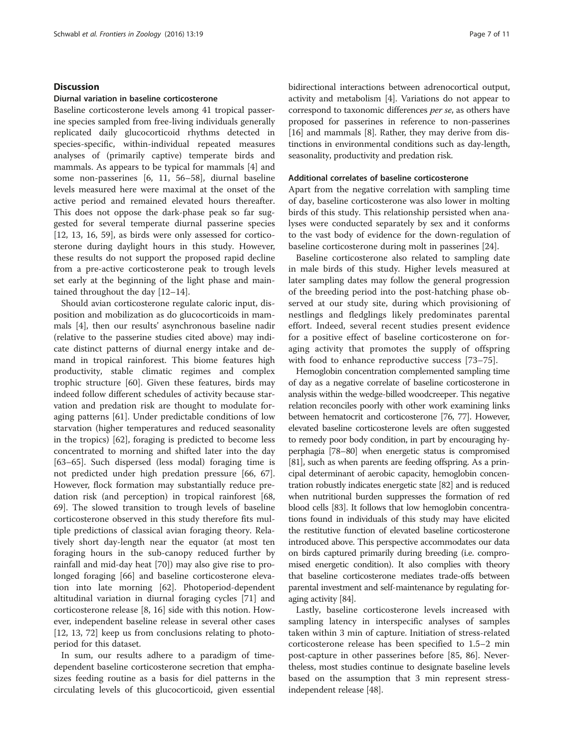## Discussion

### Diurnal variation in baseline corticosterone

Baseline corticosterone levels among 41 tropical passerine species sampled from free-living individuals generally replicated daily glucocorticoid rhythms detected in species-specific, within-individual repeated measures analyses of (primarily captive) temperate birds and mammals. As appears to be typical for mammals [4] and some non-passerines [6, 11, 56–58], diurnal baseline levels measured here were maximal at the onset of the active period and remained elevated hours thereafter. This does not oppose the dark-phase peak so far suggested for several temperate diurnal passerine species [12, 13, 16, 59], as birds were only assessed for corticosterone during daylight hours in this study. However, these results do not support the proposed rapid decline from a pre-active corticosterone peak to trough levels set early at the beginning of the light phase and maintained throughout the day [12–14].

Should avian corticosterone regulate caloric input, disposition and mobilization as do glucocorticoids in mammals [4], then our results' asynchronous baseline nadir (relative to the passerine studies cited above) may indicate distinct patterns of diurnal energy intake and demand in tropical rainforest. This biome features high productivity, stable climatic regimes and complex trophic structure [60]. Given these features, birds may indeed follow different schedules of activity because starvation and predation risk are thought to modulate foraging patterns [61]. Under predictable conditions of low starvation (higher temperatures and reduced seasonality in the tropics) [62], foraging is predicted to become less concentrated to morning and shifted later into the day [63–65]. Such dispersed (less modal) foraging time is not predicted under high predation pressure [66, 67]. However, flock formation may substantially reduce predation risk (and perception) in tropical rainforest [68, 69]. The slowed transition to trough levels of baseline corticosterone observed in this study therefore fits multiple predictions of classical avian foraging theory. Relatively short day-length near the equator (at most ten foraging hours in the sub-canopy reduced further by rainfall and mid-day heat [70]) may also give rise to prolonged foraging [66] and baseline corticosterone elevation into late morning [62]. Photoperiod-dependent altitudinal variation in diurnal foraging cycles [71] and corticosterone release [8, 16] side with this notion. However, independent baseline release in several other cases [12, 13, 72] keep us from conclusions relating to photoperiod for this dataset.

In sum, our results adhere to a paradigm of time-dependent baseline corticosterone secretion that emphasizes feeding routine as a basis for diel patterns in the circulating levels of this glucocorticoid, given essential bidirectional interactions between adrenocortical output, activity and metabolism [4]. Variations do not appear to correspond to taxonomic differences *per se*, as others have proposed for passerines in reference to non-passerines [16] and mammals [8]. Rather, they may derive from distinctions in environmental conditions such as day-length, seasonality, productivity and predation risk.

### Additional correlates of baseline corticosterone

Apart from the negative correlation with sampling time of day, baseline corticosterone was also lower in molting birds of this study. This relationship persisted when analyses were conducted separately by sex and it conforms to the vast body of evidence for the down-regulation of baseline corticosterone during molt in passerines [24].

Baseline corticosterone also related to sampling date in male birds of this study. Higher levels measured at later sampling dates may follow the general progression of the breeding period into the post-hatching phase observed at our study site, during which provisioning of nestlings and fledglings likely predominates parental effort. Indeed, several recent studies present evidence for a positive effect of baseline corticosterone on foraging activity that promotes the supply of offspring with food to enhance reproductive success [73–75].

Hemoglobin concentration complemented sampling time of day as a negative correlate of baseline corticosterone in analysis within the wedge-billed woodcreeper. This negative relation reconciles poorly with other work examining links between hematocrit and corticosterone [76, 77]. However, elevated baseline corticosterone levels are often suggested to remedy poor body condition, in part by encouraging hyperphagia [78–80] when energetic status is compromised [81], such as when parents are feeding offspring. As a principal determinant of aerobic capacity, hemoglobin concentration robustly indicates energetic state [82] and is reduced when nutritional burden suppresses the formation of red blood cells [83]. It follows that low hemoglobin concentrations found in individuals of this study may have elicited the restitutive function of elevated baseline corticosterone introduced above. This perspective accommodates our data on birds captured primarily during breeding (i.e. compromised energetic condition). It also complies with theory that baseline corticosterone mediates trade-offs between parental investment and self-maintenance by regulating foraging activity [84].

Lastly, baseline corticosterone levels increased with sampling latency in interspecific analyses of samples taken within 3 min of capture. Initiation of stress-related corticosterone release has been specified to 1.5–2 min post-capture in other passerines before [85, 86]. Nevertheless, most studies continue to designate baseline levels based on the assumption that 3 min represent stress-independent release [48].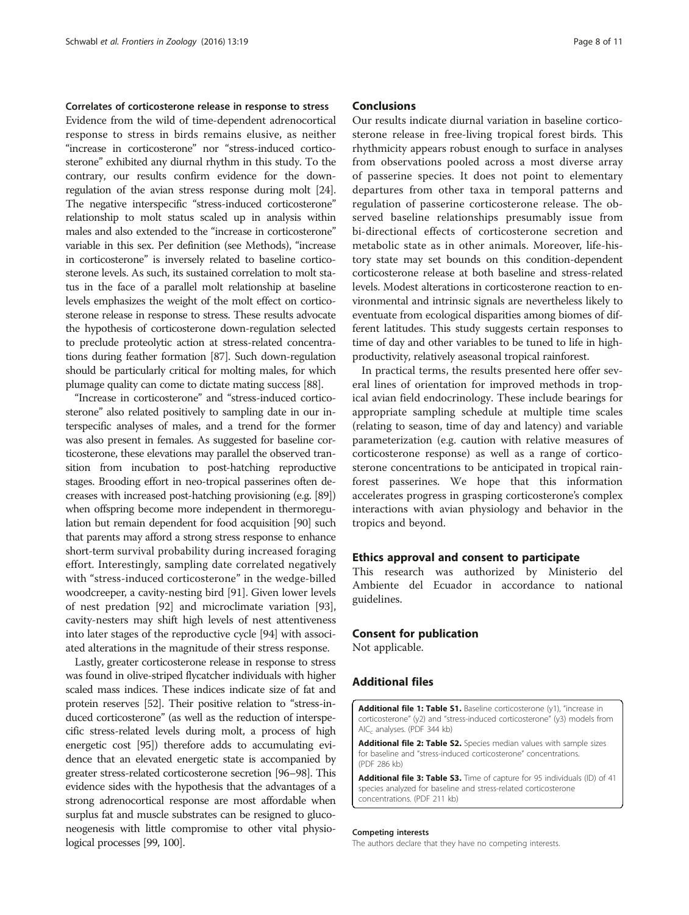### Correlates of corticosterone release in response to stress

Evidence from the wild of time-dependent adrenocortical response to stress in birds remains elusive, as neither "increase in corticosterone" nor "stress-induced corticosterone" exhibited any diurnal rhythm in this study. To the contrary, our results confirm evidence for the down-regulation of the avian stress response during molt [24]. The negative interspecific "stress-induced corticosterone" relationship to molt status scaled up in analysis within males and also extended to the "increase in corticosterone" variable in this sex. Per definition (see Methods), "increase in corticosterone" is inversely related to baseline corticosterone levels. As such, its sustained correlation to molt status in the face of a parallel molt relationship at baseline levels emphasizes the weight of the molt effect on corticosterone release in response to stress. These results advocate the hypothesis of corticosterone down-regulation selected to preclude proteolytic action at stress-related concentrations during feather formation [87]. Such down-regulation should be particularly critical for molting males, for which plumage quality can come to dictate mating success [88].

"Increase in corticosterone" and "stress-induced corticosterone" also related positively to sampling date in our interspecific analyses of males, and a trend for the former was also present in females. As suggested for baseline corticosterone, these elevations may parallel the observed transition from incubation to post-hatching reproductive stages. Brooding effort in neo-tropical passerines often decreases with increased post-hatching provisioning (e.g. [89]) when offspring become more independent in thermoregulation but remain dependent for food acquisition [90] such that parents may afford a strong stress response to enhance short-term survival probability during increased foraging effort. Interestingly, sampling date correlated negatively with "stress-induced corticosterone" in the wedge-billed woodcreeper, a cavity-nesting bird [91]. Given lower levels of nest predation [92] and microclimate variation [93], cavity-nesters may shift high levels of nest attentiveness into later stages of the reproductive cycle [94] with associated alterations in the magnitude of their stress response.

Lastly, greater corticosterone release in response to stress was found in olive-striped flycatcher individuals with higher scaled mass indices. These indices indicate size of fat and protein reserves [52]. Their positive relation to "stress-induced corticosterone" (as well as the reduction of interspecific stress-related levels during molt, a process of high energetic cost [95]) therefore adds to accumulating evidence that an elevated energetic state is accompanied by greater stress-related corticosterone secretion [96–98]. This evidence sides with the hypothesis that the advantages of a strong adrenocortical response are most affordable when surplus fat and muscle substrates can be resigned to gluconeogenesis with little compromise to other vital physiological processes [99, 100].

## Conclusions

Our results indicate diurnal variation in baseline corticosterone release in free-living tropical forest birds. This rhythmicity appears robust enough to surface in analyses from observations pooled across a most diverse array of passerine species. It does not point to elementary departures from other taxa in temporal patterns and regulation of passerine corticosterone release. The observed baseline relationships presumably issue from bi-directional effects of corticosterone secretion and metabolic state as in other animals. Moreover, life-history state may set bounds on this condition-dependent corticosterone release at both baseline and stress-related levels. Modest alterations in corticosterone reaction to environmental and intrinsic signals are nevertheless likely to eventuate from ecological disparities among biomes of different latitudes. This study suggests certain responses to time of day and other variables to be tuned to life in high-productivity, relatively aseasonal tropical rainforest.

In practical terms, the results presented here offer several lines of orientation for improved methods in tropical avian field endocrinology. These include bearings for appropriate sampling schedule at multiple time scales (relating to season, time of day and latency) and variable parameterization (e.g. caution with relative measures of corticosterone response) as well as a range of corticosterone concentrations to be anticipated in tropical rainforest passerines. We hope that this information accelerates progress in grasping corticosterone's complex interactions with avian physiology and behavior in the tropics and beyond.

## Ethics approval and consent to participate

This research was authorized by Ministerio del Ambiente del Ecuador in accordance to national guidelines.

## Consent for publication

Not applicable.

## Additional files

**Additional file 1: Table S1.** Baseline corticosterone (y1), "increase in corticosterone" (y2) and "stress-induced corticosterone" (y3) models from $AIC_c$ analyses. (PDF 344 kb)

**Additional file 2: Table S2.** Species median values with sample sizes for baseline and "stress-induced corticosterone" concentrations. (PDF 286 kb)

**Additional file 3: Table S3.** Time of capture for 95 individuals (ID) of 41 species analyzed for baseline and stress-related corticosterone concentrations. (PDF 211 kb)

#### Competing interests

The authors declare that they have no competing interests.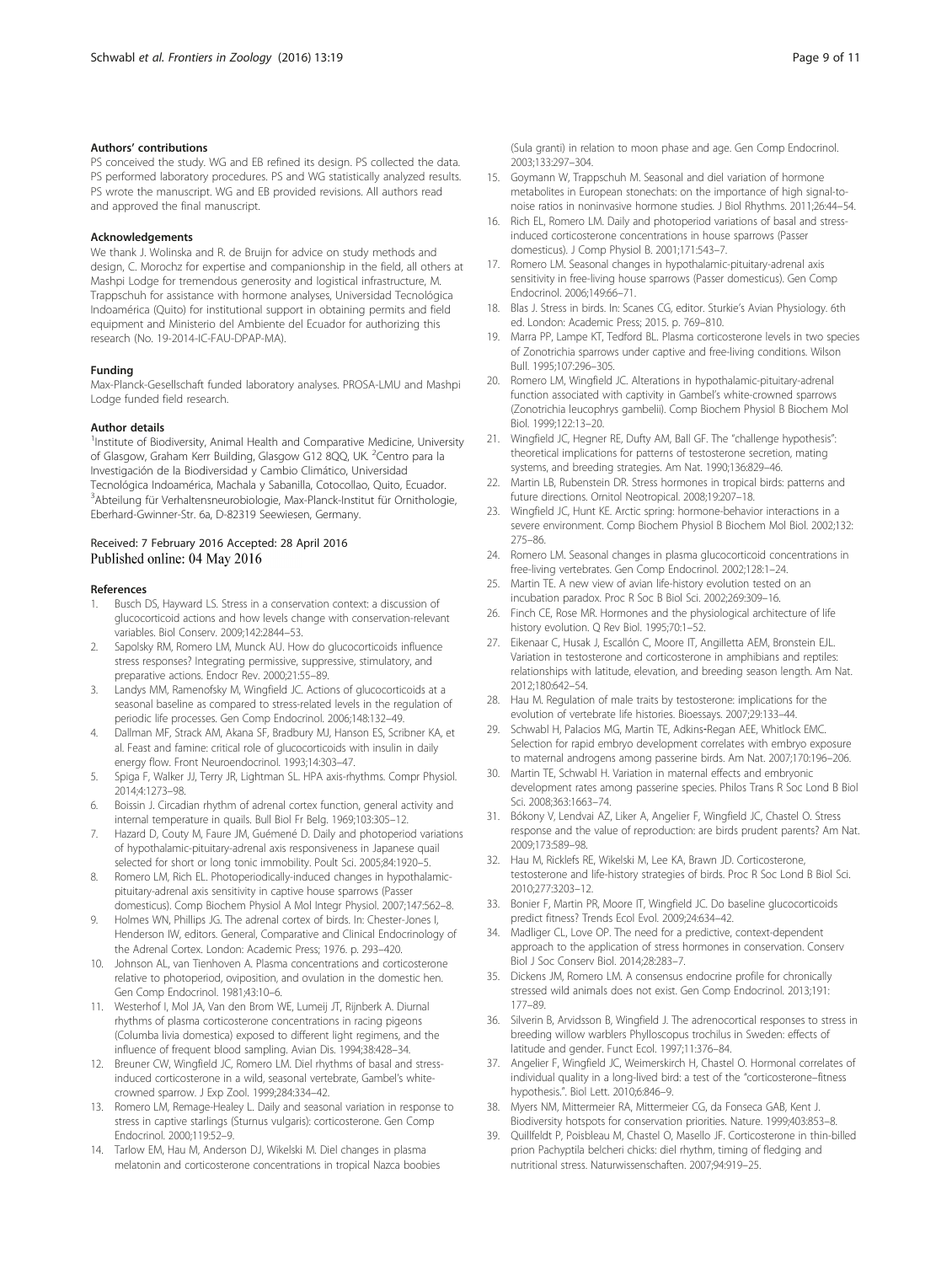### Authors' contributions

PS conceived the study. WG and EB refined its design. PS collected the data. PS performed laboratory procedures. PS and WG statistically analyzed results. PS wrote the manuscript. WG and EB provided revisions. All authors read and approved the final manuscript.

### Acknowledgements

We thank J. Wolinska and R. de Bruijn for advice on study methods and design, C. Morochz for expertise and companionship in the field, all others at Mashpi Lodge for tremendous generosity and logistical infrastructure, M. Trappschuh for assistance with hormone analyses, Universidad Tecnológica Indoamérica (Quito) for institutional support in obtaining permits and field equipment and Ministerio del Ambiente del Ecuador for authorizing this research (No. 19-2014-IC-FAU-DPAP-MA).

### Funding

Max-Planck-Gesellschaft funded laboratory analyses. PROSA-LMU and Mashpi Lodge funded field research.

### Author details

[1]Institute of Biodiversity, Animal Health and Comparative Medicine, University of Glasgow, Graham Kerr Building, Glasgow G12 8QQ, UK. [2]Centro para la Investigación de la Biodiversidad y Cambio Climático, Universidad Tecnológica Indoamérica, Machala y Sabanilla, Cotocollao, Quito, Ecuador. [3]Abteilung für Verhaltensneurobiologie, Max-Planck-Institut für Ornithologie, Eberhard-Gwinner-Str. 6a, D-82319 Seewiesen, Germany.

Received: 7 February 2016 Accepted: 28 April 2016
Published online: 04 May 2016

### References

1. Busch DS, Hayward LS. Stress in a conservation context: a discussion of glucocorticoid actions and how levels change with conservation-relevant variables. Biol Conserv. 2009;142:2844–53.
2. Sapolsky RM, Romero LM, Munck AU. How do glucocorticoids influence stress responses? Integrating permissive, suppressive, stimulatory, and preparative actions. Endocr Rev. 2000;21:55–89.
3. Landys MM, Ramenofsky M, Wingfield JC. Actions of glucocorticoids at a seasonal baseline as compared to stress-related levels in the regulation of periodic life processes. Gen Comp Endocrinol. 2006;148:132–49.
4. Dallman MF, Strack AM, Akana SF, Bradbury MJ, Hanson ES, Scribner KA, et al. Feast and famine: critical role of glucocorticoids with insulin in daily energy flow. Front Neuroendocrinol. 1993;14:303–47.
5. Spiga F, Walker JJ, Terry JR, Lightman SL. HPA axis-rhythms. Compr Physiol. 2014;4:1273–98.
6. Boissin J. Circadian rhythm of adrenal cortex function, general activity and internal temperature in quails. Bull Biol Fr Belg. 1969;103:305–12.
7. Hazard D, Couty M, Faure JM, Guémené D. Daily and photoperiod variations of hypothalamic-pituitary-adrenal axis responsiveness in Japanese quail selected for short or long tonic immobility. Poult Sci. 2005;84:1920–5.
8. Romero LM, Rich EL. Photoperiodically-induced changes in hypothalamic-pituitary-adrenal axis sensitivity in captive house sparrows (Passer domesticus). Comp Biochem Physiol A Mol Integr Physiol. 2007;147:562–8.
9. Holmes WN, Phillips JG. The adrenal cortex of birds. In: Chester-Jones I, Henderson IW, editors. General, Comparative and Clinical Endocrinology of the Adrenal Cortex. London: Academic Press; 1976. p. 293–420.
10. Johnson AL, van Tienhoven A. Plasma concentrations and corticosterone relative to photoperiod, oviposition, and ovulation in the domestic hen. Gen Comp Endocrinol. 1981;43:10–6.
11. Westerhof I, Mol JA, Van den Brom WE, Lumeij JT, Rijnberk A. Diurnal rhythms of plasma corticosterone concentrations in racing pigeons (Columba livia domestica) exposed to different light regimens, and the influence of frequent blood sampling. Avian Dis. 1994;38:428–34.
12. Breuner CW, Wingfield JC, Romero LM. Diel rhythms of basal and stress-induced corticosterone in a wild, seasonal vertebrate, Gambel's white-crowned sparrow. J Exp Zool. 1999;284:334–42.
13. Romero LM, Remage-Healey L. Daily and seasonal variation in response to stress in captive starlings (Sturnus vulgaris): corticosterone. Gen Comp Endocrinol. 2000;119:52–9.
14. Tarlow EM, Hau M, Anderson DJ, Wikelski M. Diel changes in plasma melatonin and corticosterone concentrations in tropical Nazca boobies (Sula granti) in relation to moon phase and age. Gen Comp Endocrinol. 2003;133:297–304.
15. Goymann W, Trappschuh M. Seasonal and diel variation of hormone metabolites in European stonechats: on the importance of high signal-to-noise ratios in noninvasive hormone studies. J Biol Rhythms. 2011;26:44–54.
16. Rich EL, Romero LM. Daily and photoperiod variations of basal and stress-induced corticosterone concentrations in house sparrows (Passer domesticus). J Comp Physiol B. 2001;171:543–7.
17. Romero LM. Seasonal changes in hypothalamic-pituitary-adrenal axis sensitivity in free-living house sparrows (Passer domesticus). Gen Comp Endocrinol. 2006;149:66–71.
18. Blas J. Stress in birds. In: Scanes CG, editor. Sturkie's Avian Physiology. 6th ed. London: Academic Press; 2015. p. 769–810.
19. Marra PP, Lampe KT, Tedford BL. Plasma corticosterone levels in two species of Zonotrichia sparrows under captive and free-living conditions. Wilson Bull. 1995;107:296–305.
20. Romero LM, Wingfield JC. Alterations in hypothalamic-pituitary-adrenal function associated with captivity in Gambel's white-crowned sparrows (Zonotrichia leucophrys gambelii). Comp Biochem Physiol B Biochem Mol Biol. 1999;122:13–20.
21. Wingfield JC, Hegner RE, Dufty AM, Ball GF. The "challenge hypothesis": theoretical implications for patterns of testosterone secretion, mating systems, and breeding strategies. Am Nat. 1990;136:829–46.
22. Martin LB, Rubenstein DR. Stress hormones in tropical birds: patterns and future directions. Ornitol Neotropical. 2008;19:207–18.
23. Wingfield JC, Hunt KE. Arctic spring: hormone-behavior interactions in a severe environment. Comp Biochem Physiol B Biochem Mol Biol. 2002;132:275–86.
24. Romero LM. Seasonal changes in plasma glucocorticoid concentrations in free-living vertebrates. Gen Comp Endocrinol. 2002;128:1–24.
25. Martin TE. A new view of avian life-history evolution tested on an incubation paradox. Proc R Soc B Biol Sci. 2002;269:309–16.
26. Finch CE, Rose MR. Hormones and the physiological architecture of life history evolution. Q Rev Biol. 1995;70:1–52.
27. Eikenaar C, Husak J, Escallón C, Moore IT, Angilletta AEM, Bronstein EJL. Variation in testosterone and corticosterone in amphibians and reptiles: relationships with latitude, elevation, and breeding season length. Am Nat. 2012;180:642–54.
28. Hau M. Regulation of male traits by testosterone: implications for the evolution of vertebrate life histories. Bioessays. 2007;29:133–44.
29. Schwabl H, Palacios MG, Martin TE, Adkins-Regan AEE, Whitlock EMC. Selection for rapid embryo development correlates with embryo exposure to maternal androgens among passerine birds. Am Nat. 2007;170:196–206.
30. Martin TE, Schwabl H. Variation in maternal effects and embryonic development rates among passerine species. Philos Trans R Soc Lond B Biol Sci. 2008;363:1663–74.
31. Bókony V, Lendvai AZ, Liker A, Angelier F, Wingfield JC, Chastel O. Stress response and the value of reproduction: are birds prudent parents? Am Nat. 2009;173:589–98.
32. Hau M, Ricklefs RE, Wikelski M, Lee KA, Brawn JD. Corticosterone, testosterone and life-history strategies of birds. Proc R Soc Lond B Biol Sci. 2010;277:3203–12.
33. Bonier F, Martin PR, Moore IT, Wingfield JC. Do baseline glucocorticoids predict fitness? Trends Ecol Evol. 2009;24:634–42.
34. Madliger CL, Love OP. The need for a predictive, context-dependent approach to the application of stress hormones in conservation. Conserv Biol J Soc Conserv Biol. 2014;28:283–7.
35. Dickens JM, Romero LM. A consensus endocrine profile for chronically stressed wild animals does not exist. Gen Comp Endocrinol. 2013;191:177–89.
36. Silverin B, Arvidsson B, Wingfield J. The adrenocortical responses to stress in breeding willow warblers Phylloscopus trochilus in Sweden: effects of latitude and gender. Funct Ecol. 1997;11:376–84.
37. Angelier F, Wingfield JC, Weimerskirch H, Chastel O. Hormonal correlates of individual quality in a long-lived bird: a test of the "corticosterone–fitness hypothesis.". Biol Lett. 2010;6:846–9.
38. Myers NM, Mittermeier RA, Mittermeier CG, da Fonseca GAB, Kent J. Biodiversity hotspots for conservation priorities. Nature. 1999;403:853–8.
39. Quillfeldt P, Poisbleau M, Chastel O, Masello JF. Corticosterone in thin-billed prion Pachyptila belcheri chicks: diel rhythm, timing of fledging and nutritional stress. Naturwissenschaften. 2007;94:919–25.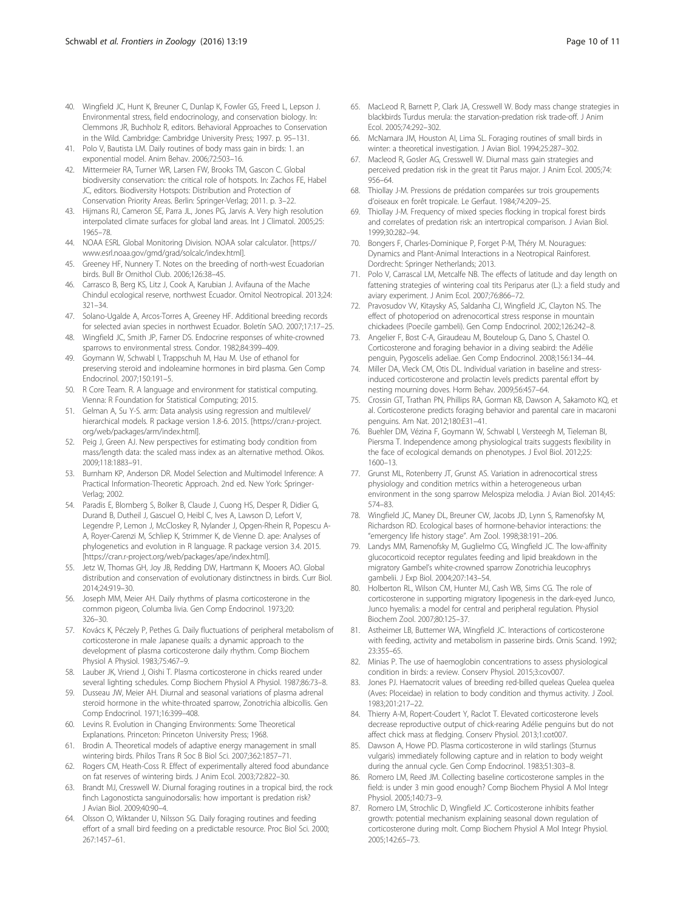40. Wingfield JC, Hunt K, Breuner C, Dunlap K, Fowler GS, Freed L, Lepson J. Environmental stress, field endocrinology, and conservation biology. In: Clemmons JR, Buchholz R, editors. Behavioral Approaches to Conservation in the Wild. Cambridge: Cambridge University Press; 1997. p. 95–131.
41. Polo V, Bautista LM. Daily routines of body mass gain in birds: 1. an exponential model. Anim Behav. 2006;72:503–16.
42. Mittermeier RA, Turner WR, Larsen FW, Brooks TM, Gascon C. Global biodiversity conservation: the critical role of hotspots. In: Zachos FE, Habel JC, editors. Biodiversity Hotspots: Distribution and Protection of Conservation Priority Areas. Berlin: Springer-Verlag; 2011. p. 3–22.
43. Hijmans RJ, Cameron SE, Parra JL, Jones PG, Jarvis A. Very high resolution interpolated climate surfaces for global land areas. Int J Climatol. 2005;25: 1965–78.
44. NOAA ESRL Global Monitoring Division. NOAA solar calculator. [https://www.esrl.noaa.gov/gmd/grad/solcalc/index.html].
45. Greeney HF, Nunnery T. Notes on the breeding of north-west Ecuadorian birds. Bull Br Ornithol Club. 2006;126:38–45.
46. Carrasco B, Berg KS, Litz J, Cook A, Karubian J. Avifauna of the Mache Chindul ecological reserve, northwest Ecuador. Ornitol Neotropical. 2013;24: 321–34.
47. Solano-Ugalde A, Arcos-Torres A, Greeney HF. Additional breeding records for selected avian species in northwest Ecuador. Boletín SAO. 2007;17:17–25.
48. Wingfield JC, Smith JP, Farner DS. Endocrine responses of white-crowned sparrows to environmental stress. Condor. 1982;84:399–409.
49. Goymann W, Schwabl I, Trappschuh M, Hau M. Use of ethanol for preserving steroid and indoleamine hormones in bird plasma. Gen Comp Endocrinol. 2007;150:191–5.
50. R Core Team. R. A language and environment for statistical computing. Vienna: R Foundation for Statistical Computing; 2015.
51. Gelman A, Su Y-S. arm: Data analysis using regression and multilevel/hierarchical models. R package version 1.8-6. 2015. [https://cran.r-project.org/web/packages/arm/index.html].
52. Peig J, Green AJ. New perspectives for estimating body condition from mass/length data: the scaled mass index as an alternative method. Oikos. 2009;118:1883–91.
53. Burnham KP, Anderson DR. Model Selection and Multimodel Inference: A Practical Information-Theoretic Approach. 2nd ed. New York: Springer-Verlag; 2002.
54. Paradis E, Blomberg S, Bolker B, Claude J, Cuong HS, Desper R, Didier G, Durand B, Dutheil J, Gascuel O, Heibl C, Ives A, Lawson D, Lefort V, Legendre P, Lemon J, McCloskey R, Nylander J, Opgen-Rhein R, Popescu A-A, Royer-Carenzi M, Schliep K, Strimmer K, de Vienne D. ape: Analyses of phylogenetics and evolution in R language. R package version 3.4. 2015. [https://cran.r-project.org/web/packages/ape/index.html].
55. Jetz W, Thomas GH, Joy JB, Redding DW, Hartmann K, Mooers AO. Global distribution and conservation of evolutionary distinctness in birds. Curr Biol. 2014;24:919–30.
56. Joseph MM, Meier AH. Daily rhythms of plasma corticosterone in the common pigeon, Columba livia. Gen Comp Endocrinol. 1973;20: 326–30.
57. Kovács K, Péczely P, Pethes G. Daily fluctuations of peripheral metabolism of corticosterone in male Japanese quails: a dynamic approach to the development of plasma corticosterone daily rhythm. Comp Biochem Physiol A Physiol. 1983;75:467–9.
58. Lauber JK, Vriend J, Oishi T. Plasma corticosterone in chicks reared under several lighting schedules. Comp Biochem Physiol A Physiol. 1987;86:73–8.
59. Dusseau JW, Meier AH. Diurnal and seasonal variations of plasma adrenal steroid hormone in the white-throated sparrow, Zonotrichia albicollis. Gen Comp Endocrinol. 1971;16:399–408.
60. Levins R. Evolution in Changing Environments: Some Theoretical Explanations. Princeton: Princeton University Press; 1968.
61. Brodin A. Theoretical models of adaptive energy management in small wintering birds. Philos Trans R Soc B Biol Sci. 2007;362:1857–71.
62. Rogers CM, Heath-Coss R. Effect of experimentally altered food abundance on fat reserves of wintering birds. J Anim Ecol. 2003;72:822–30.
63. Brandt MJ, Cresswell W. Diurnal foraging routines in a tropical bird, the rock finch Lagonosticta sanguinodorsalis: how important is predation risk? J Avian Biol. 2009;40:90–4.
64. Olsson O, Wiktander U, Nilsson SG. Daily foraging routines and feeding effort of a small bird feeding on a predictable resource. Proc Biol Sci. 2000; 267:1457–61.
65. MacLeod R, Barnett P, Clark JA, Cresswell W. Body mass change strategies in blackbirds Turdus merula: the starvation-predation risk trade-off. J Anim Ecol. 2005;74:292–302.
66. McNamara JM, Houston AI, Lima SL. Foraging routines of small birds in winter: a theoretical investigation. J Avian Biol. 1994;25:287–302.
67. Macleod R, Gosler AG, Cresswell W. Diurnal mass gain strategies and perceived predation risk in the great tit Parus major. J Anim Ecol. 2005;74: 956–64.
68. Thiollay J-M. Pressions de prédation comparées sur trois groupements d'oiseaux en forêt tropicale. Le Gerfaut. 1984;74:209–25.
69. Thiollay J-M. Frequency of mixed species flocking in tropical forest birds and correlates of predation risk: an intertropical comparison. J Avian Biol. 1999;30:282–94.
70. Bongers F, Charles-Dominique P, Forget P-M, Théry M. Nouragues: Dynamics and Plant-Animal Interactions in a Neotropical Rainforest. Dordrecht: Springer Netherlands; 2013.
71. Polo V, Carrascal LM, Metcalfe NB. The effects of latitude and day length on fattening strategies of wintering coal tits Periparus ater (L.): a field study and aviary experiment. J Anim Ecol. 2007;76:866–72.
72. Pravosudov VV, Kitaysky AS, Saldanha CJ, Wingfield JC, Clayton NS. The effect of photoperiod on adrenocortical stress response in mountain chickadees (Poecile gambeli). Gen Comp Endocrinol. 2002;126:242–8.
73. Angelier F, Bost C-A, Giraudeau M, Bouteloup G, Dano S, Chastel O. Corticosterone and foraging behavior in a diving seabird: the Adélie penguin, Pygoscelis adeliae. Gen Comp Endocrinol. 2008;156:134–44.
74. Miller DA, Vleck CM, Otis DL. Individual variation in baseline and stress-induced corticosterone and prolactin levels predicts parental effort by nesting mourning doves. Horm Behav. 2009;56:457–64.
75. Crossin GT, Trathan PN, Phillips RA, Gorman KB, Dawson A, Sakamoto KQ, et al. Corticosterone predicts foraging behavior and parental care in macaroni penguins. Am Nat. 2012;180:E31–41.
76. Buehler DM, Vézina F, Goymann W, Schwabl I, Versteegh M, Tieleman BI, Piersma T. Independence among physiological traits suggests flexibility in the face of ecological demands on phenotypes. J Evol Biol. 2012;25: 1600–13.
77. Grunst ML, Rotenberry JT, Grunst AS. Variation in adrenocortical stress physiology and condition metrics within a heterogeneous urban environment in the song sparrow Melospiza melodia. J Avian Biol. 2014;45: 574–83.
78. Wingfield JC, Maney DL, Breuner CW, Jacobs JD, Lynn S, Ramenofsky M, Richardson RD. Ecological bases of hormone-behavior interactions: the "emergency life history stage". Am Zool. 1998;38:191–206.
79. Landys MM, Ramenofsky M, Guglielmo CG, Wingfield JC. The low-affinity glucocorticoid receptor regulates feeding and lipid breakdown in the migratory Gambel's white-crowned sparrow Zonotrichia leucophrys gambelii. J Exp Biol. 2004;207:143–54.
80. Holberton RL, Wilson CM, Hunter MJ, Cash WB, Sims CG. The role of corticosterone in supporting migratory lipogenesis in the dark-eyed Junco, Junco hyemalis: a model for central and peripheral regulation. Physiol Biochem Zool. 2007;80:125–37.
81. Astheimer LB, Buttemer WA, Wingfield JC. Interactions of corticosterone with feeding, activity and metabolism in passerine birds. Ornis Scand. 1992; 23:355–65.
82. Minias P. The use of haemoglobin concentrations to assess physiological condition in birds: a review. Conserv Physiol. 2015;3:cov007.
83. Jones PJ. Haematocrit values of breeding red-billed queleas Quelea quelea (Aves: Ploceidae) in relation to body condition and thymus activity. J Zool. 1983;201:217–22.
84. Thierry A-M, Ropert-Coudert Y, Raclot T. Elevated corticosterone levels decrease reproductive output of chick-rearing Adélie penguins but do not affect chick mass at fledging. Conserv Physiol. 2013;1:cot007.
85. Dawson A, Howe PD. Plasma corticosterone in wild starlings (Sturnus vulgaris) immediately following capture and in relation to body weight during the annual cycle. Gen Comp Endocrinol. 1983;51:303–8.
86. Romero LM, Reed JM. Collecting baseline corticosterone samples in the field: is under 3 min good enough? Comp Biochem Physiol A Mol Integr Physiol. 2005;140:73–9.
87. Romero LM, Strochlic D, Wingfield JC. Corticosterone inhibits feather growth: potential mechanism explaining seasonal down regulation of corticosterone during molt. Comp Biochem Physiol A Mol Integr Physiol. 2005;142:65–73.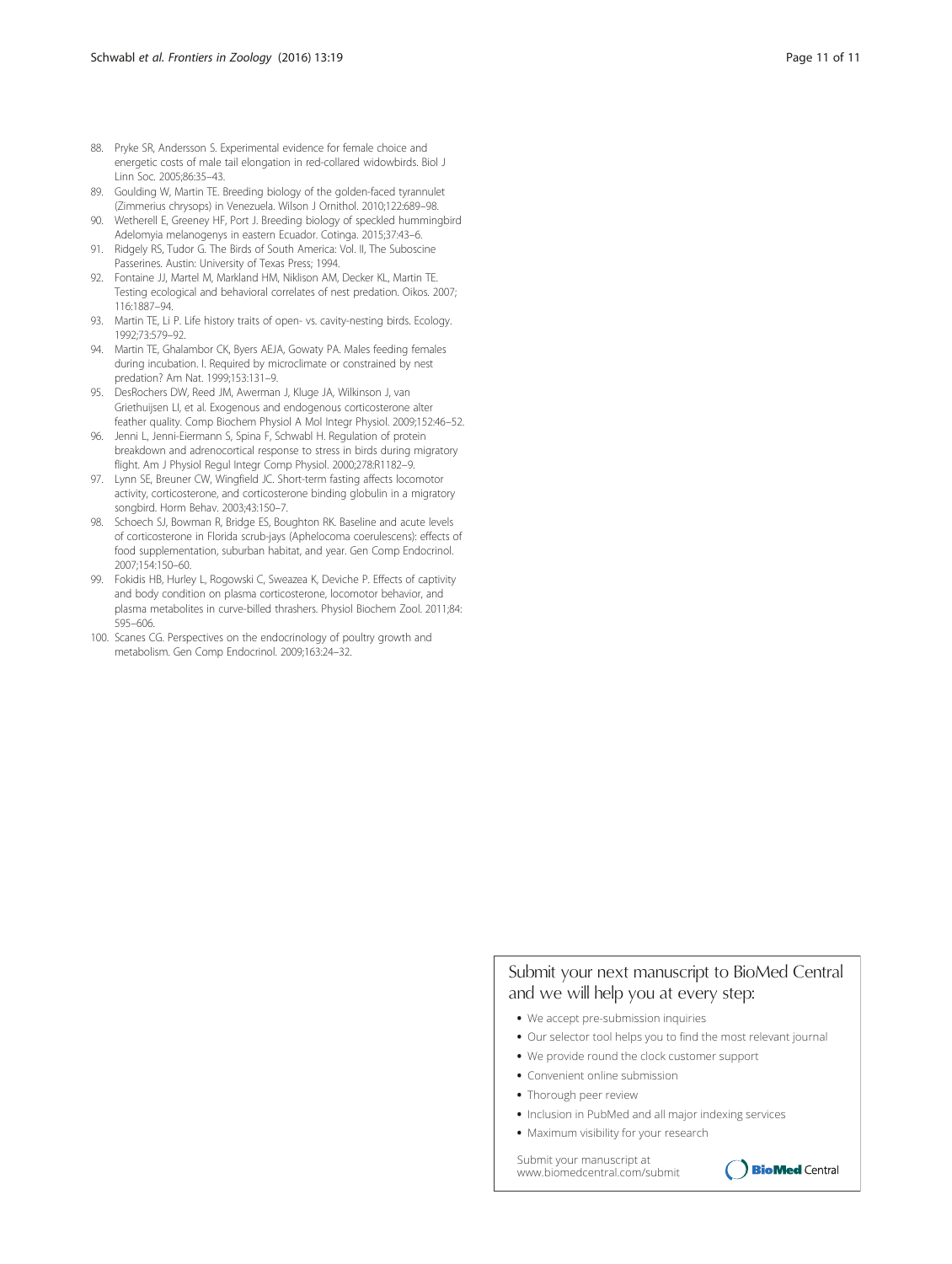88. Pryke SR, Andersson S. Experimental evidence for female choice and energetic costs of male tail elongation in red-collared widowbirds. Biol J Linn Soc. 2005;86:35–43.
89. Goulding W, Martin TE. Breeding biology of the golden-faced tyrannulet (Zimmerius chrysops) in Venezuela. Wilson J Ornithol. 2010;122:689–98.
90. Wetherell E, Greeney HF, Port J. Breeding biology of speckled hummingbird Adelomyia melanogenys in eastern Ecuador. Cotinga. 2015;37:43–6.
91. Ridgely RS, Tudor G. The Birds of South America: Vol. II, The Suboscine Passerines. Austin: University of Texas Press; 1994.
92. Fontaine JJ, Martel M, Markland HM, Niklison AM, Decker KL, Martin TE. Testing ecological and behavioral correlates of nest predation. Oikos. 2007; 116:1887–94.
93. Martin TE, Li P. Life history traits of open- vs. cavity-nesting birds. Ecology. 1992;73:579–92.
94. Martin TE, Ghalambor CK, Byers AEJA, Gowaty PA. Males feeding females during incubation. I. Required by microclimate or constrained by nest predation? Am Nat. 1999;153:131–9.
95. DesRochers DW, Reed JM, Awerman J, Kluge JA, Wilkinson J, van Griethuijsen LI, et al. Exogenous and endogenous corticosterone alter feather quality. Comp Biochem Physiol A Mol Integr Physiol. 2009;152:46–52.
96. Jenni L, Jenni-Eiermann S, Spina F, Schwabl H. Regulation of protein breakdown and adrenocortical response to stress in birds during migratory flight. Am J Physiol Regul Integr Comp Physiol. 2000;278:R1182–9.
97. Lynn SE, Breuner CW, Wingfield JC. Short-term fasting affects locomotor activity, corticosterone, and corticosterone binding globulin in a migratory songbird. Horm Behav. 2003;43:150–7.
98. Schoech SJ, Bowman R, Bridge ES, Boughton RK. Baseline and acute levels of corticosterone in Florida scrub-jays (Aphelocoma coerulescens): effects of food supplementation, suburban habitat, and year. Gen Comp Endocrinol. 2007;154:150–60.
99. Fokidis HB, Hurley L, Rogowski C, Sweazea K, Deviche P. Effects of captivity and body condition on plasma corticosterone, locomotor behavior, and plasma metabolites in curve-billed thrashers. Physiol Biochem Zool. 2011;84: 595–606.
100. Scanes CG. Perspectives on the endocrinology of poultry growth and metabolism. Gen Comp Endocrinol. 2009;163:24–32.

Submit your next manuscript to BioMed Central and we will help you at every step:

- We accept pre-submission inquiries
- Our selector tool helps you to find the most relevant journal
- We provide round the clock customer support
- Convenient online submission
- Thorough peer review
- Inclusion in PubMed and all major indexing services
- Maximum visibility for your research

Submit your manuscript at www.biomedcentral.com/submit

BioMed Central